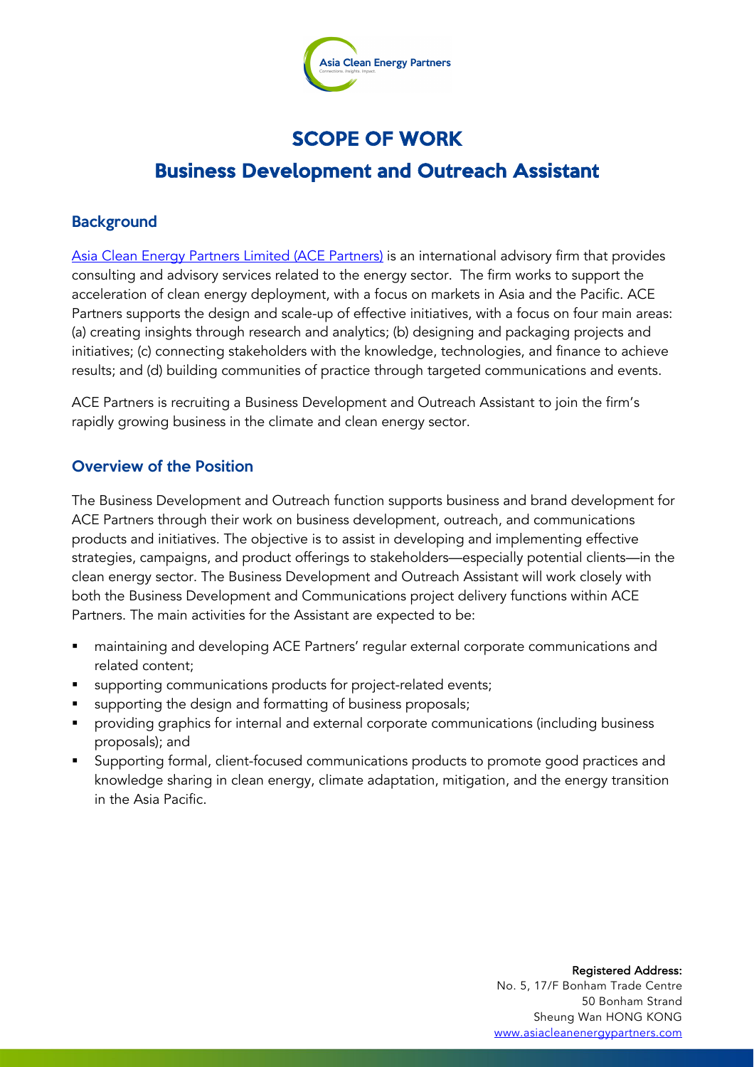# SCOPE OF WORK

## Business Development and Outreach Assistant

### Background

Asia Clean Energy Partners Limited (ACE Partners) is an international advisory firm that provides consulting and advisory services related to the energy sector. The firm works to support the acceleration of clean energy deployment, with a focus on markets in Asia and the Pacific. ACE Partners supports the design and scale-up of effective initiatives, with a focus on four main areas: (a) creating insights through research and analytics; (b) designing and packaging projects and initiatives; (c) connecting stakeholders with the knowledge, technologies, and finance to achieve results; and (d) building communities of practice through targeted communications and events.

ACE Partners is recruiting a Business Development and Outreach Assistant to join the firm's rapidly growing business in the climate and clean energy sector.

### Overview of the Position

The Business Development and Outreach function supports business and brand development for ACE Partners through their work on business development, outreach, and communications products and initiatives. The objective is to assist in developing and implementing effective strategies, campaigns, and product offerings to stakeholders—especially potential clients—in the clean energy sector. The Business Development and Outreach Assistant will work closely with both the Business Development and Communications project delivery functions within ACE Partners. The main activities for the Assistant are expected to be:

- maintaining and developing ACE Partners' regular external corporate communications and related content;
- supporting communications products for project-related events;
- supporting the design and formatting of business proposals;
- providing graphics for internal and external corporate communications (including business proposals); and
- Supporting formal, client-focused communications products to promote good practices and knowledge sharing in clean energy, climate adaptation, mitigation, and the energy transition in the Asia Pacific.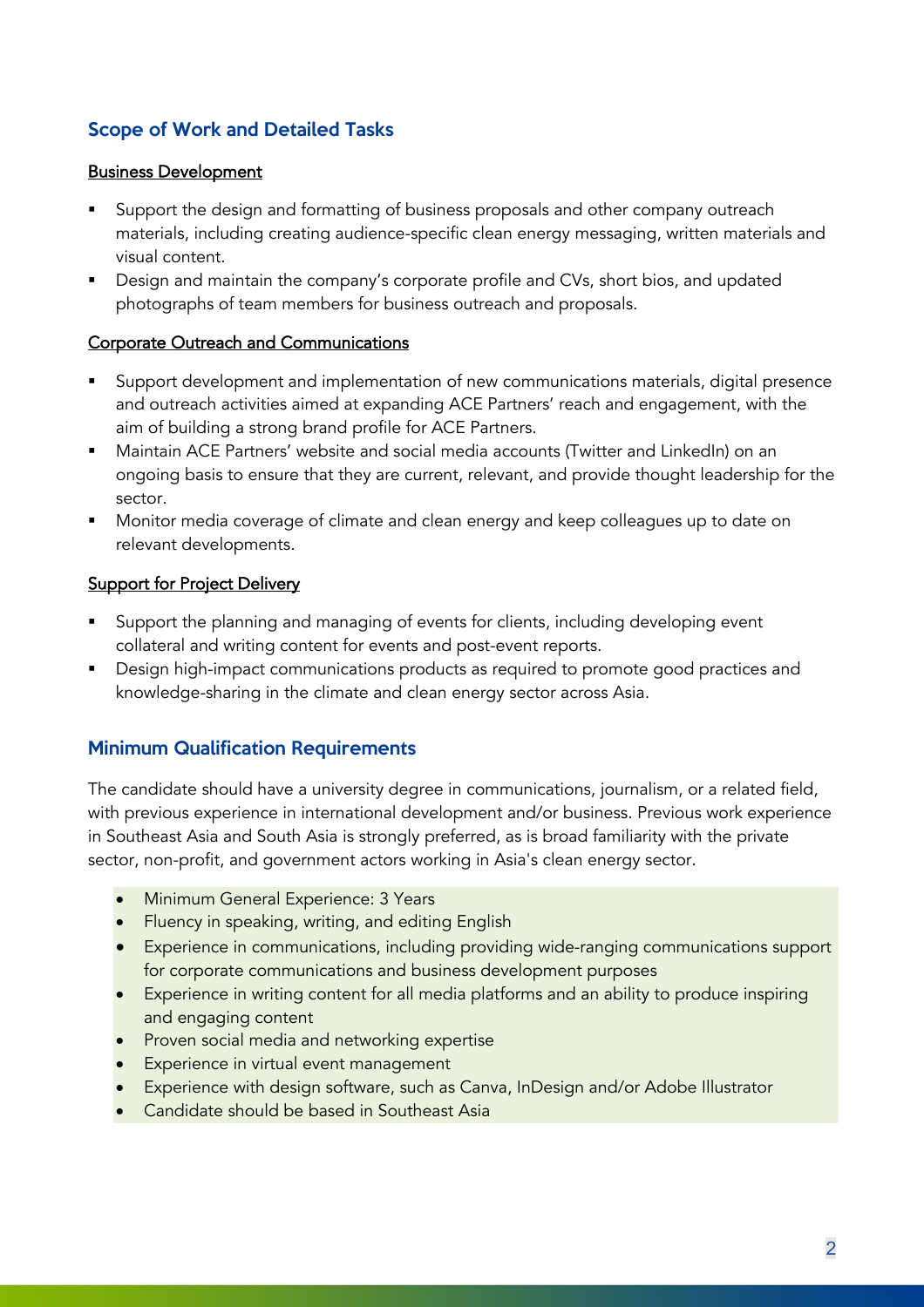## Scope of Work and Detailed Tasks

### Business Development

- Support the design and formatting of business proposals and other company outreach materials, including creating audience-specific clean energy messaging, written materials and visual content.
- Design and maintain the company's corporate profile and CVs, short bios, and updated photographs of team members for business outreach and proposals.

### Corporate Outreach and Communications

- Support development and implementation of new communications materials, digital presence and outreach activities aimed at expanding ACE Partners' reach and engagement, with the aim of building a strong brand profile for ACE Partners.
- Maintain ACE Partners' website and social media accounts (Twitter and LinkedIn) on an ongoing basis to ensure that they are current, relevant, and provide thought leadership for the sector.
- Monitor media coverage of climate and clean energy and keep colleagues up to date on relevant developments.

### Support for Project Delivery

- Support the planning and managing of events for clients, including developing event collateral and writing content for events and post-event reports.
- Design high-impact communications products as required to promote good practices and knowledge-sharing in the climate and clean energy sector across Asia.

## Minimum Qualification Requirements

The candidate should have a university degree in communications, journalism, or a related field, with previous experience in international development and/or business. Previous work experience in Southeast Asia and South Asia is strongly preferred, as is broad familiarity with the private sector, non-profit, and government actors working in Asia's clean energy sector.

- Minimum General Experience: 3 Years
- Fluency in speaking, writing, and editing English
- Experience in communications, including providing wide-ranging communications support for corporate communications and business development purposes
- Experience in writing content for all media platforms and an ability to produce inspiring and engaging content
- Proven social media and networking expertise
- Experience in virtual event management
- Experience with design software, such as Canva, InDesign and/or Adobe Illustrator
- Candidate should be based in Southeast Asia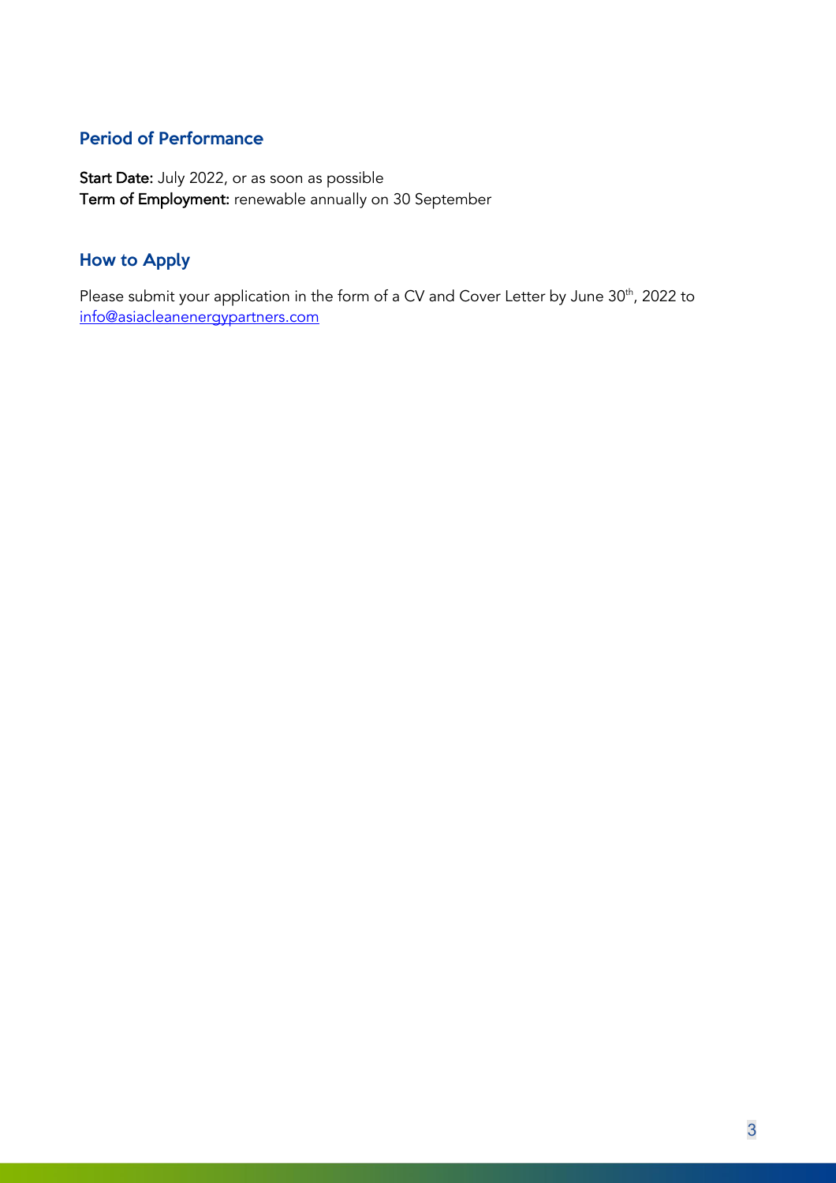## Period of Performance

**Start Date:** July 2022, or as soon as possible
**Term of Employment:** renewable annually on 30 September

## How to Apply

Please submit your application in the form of a CV and Cover Letter by June 30th, 2022 to info@asiacleanenergypartners.com